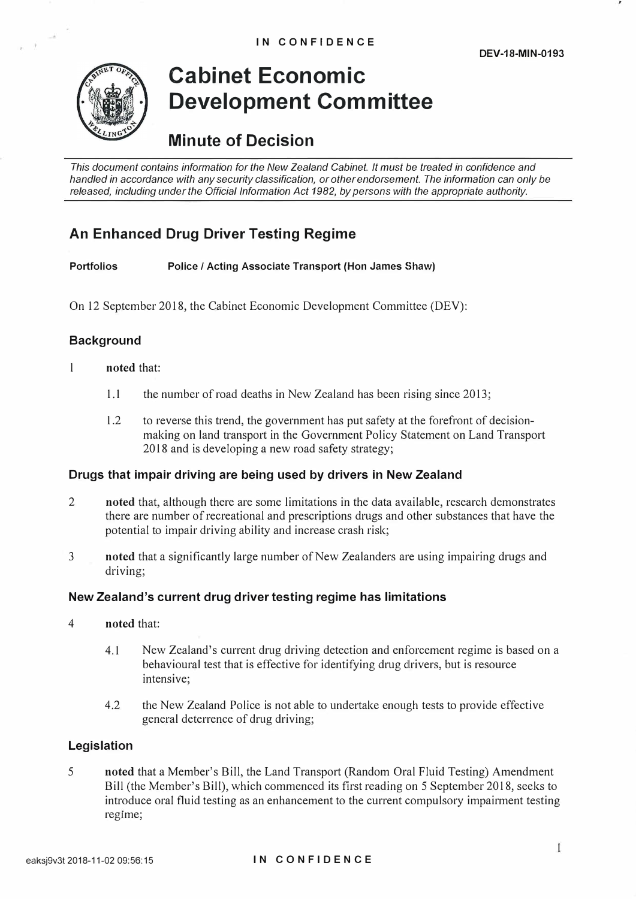IN CONFIDENCE

DEV-18-MIN-0193

# Cabinet Economic Development Committee

## Minute of Decision

*This document contains information for the New Zealand Cabinet. It must be treated in confidence and handled in accordance with any security classification, or other endorsement. The information can only be released, including under the Official Information Act 1982, by persons with the appropriate authority.*

## An Enhanced Drug Driver Testing Regime

**Portfolios** **Police / Acting Associate Transport (Hon James Shaw)**

On 12 September 2018, the Cabinet Economic Development Committee (DEV):

### Background

1 **noted** that:

1.1 the number of road deaths in New Zealand has been rising since 2013;

1.2 to reverse this trend, the government has put safety at the forefront of decision-making on land transport in the Government Policy Statement on Land Transport 2018 and is developing a new road safety strategy;

### Drugs that impair driving are being used by drivers in New Zealand

2 **noted** that, although there are some limitations in the data available, research demonstrates there are number of recreational and prescriptions drugs and other substances that have the potential to impair driving ability and increase crash risk;

3 **noted** that a significantly large number of New Zealanders are using impairing drugs and driving;

### New Zealand's current drug driver testing regime has limitations

4 **noted** that:

4.1 New Zealand's current drug driving detection and enforcement regime is based on a behavioural test that is effective for identifying drug drivers, but is resource intensive;

4.2 the New Zealand Police is not able to undertake enough tests to provide effective general deterrence of drug driving;

### Legislation

5 **noted** that a Member's Bill, the Land Transport (Random Oral Fluid Testing) Amendment Bill (the Member's Bill), which commenced its first reading on 5 September 2018, seeks to introduce oral fluid testing as an enhancement to the current compulsory impairment testing regime;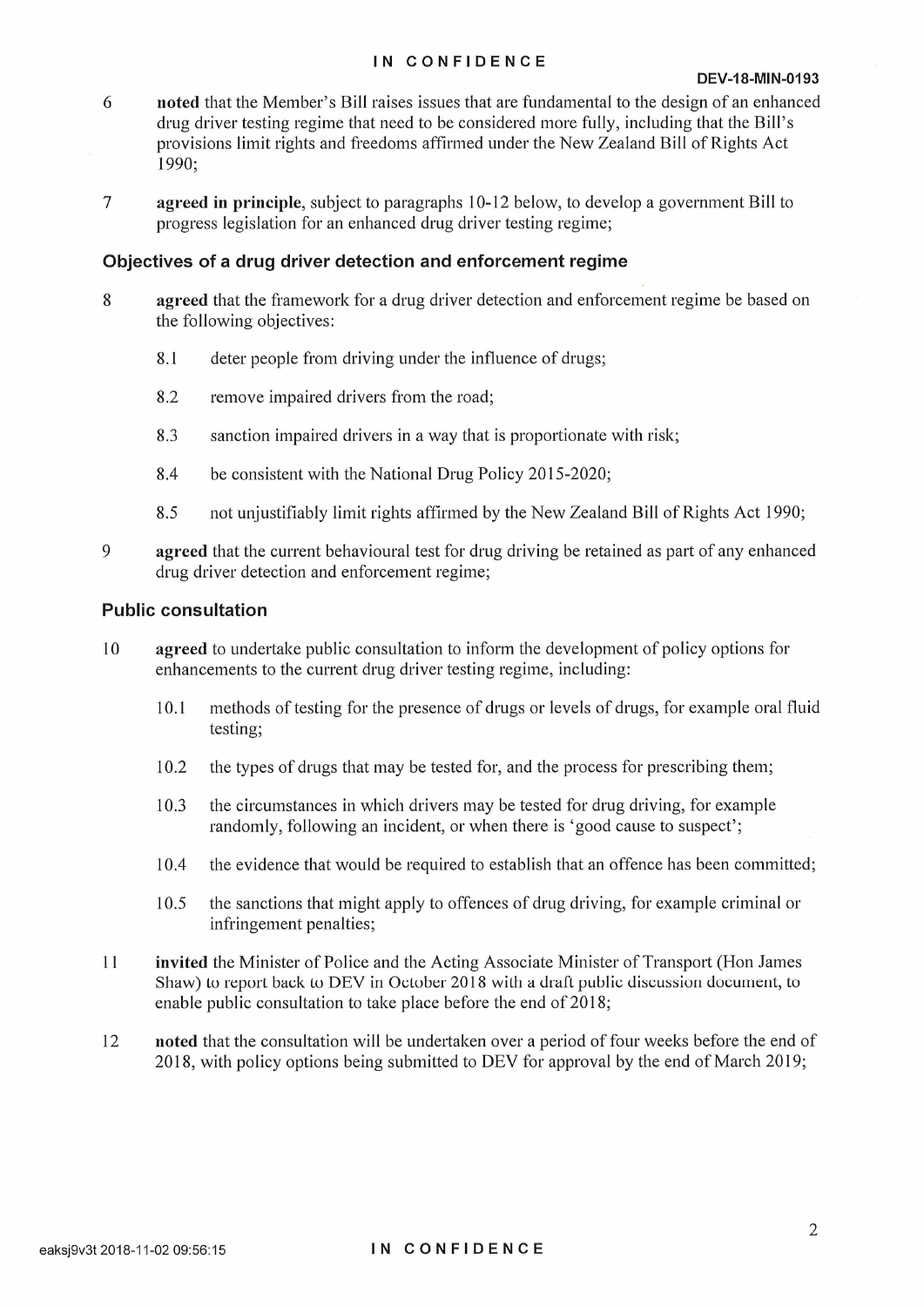6 **noted** that the Member's Bill raises issues that are fundamental to the design of an enhanced drug driver testing regime that need to be considered more fully, including that the Bill's provisions limit rights and freedoms affirmed under the New Zealand Bill of Rights Act 1990;

7 **agreed in principle**, subject to paragraphs 10-12 below, to develop a government Bill to progress legislation for an enhanced drug driver testing regime;

### Objectives of a drug driver detection and enforcement regime

8 **agreed** that the framework for a drug driver detection and enforcement regime be based on the following objectives:

8.1 deter people from driving under the influence of drugs;

8.2 remove impaired drivers from the road;

8.3 sanction impaired drivers in a way that is proportionate with risk;

8.4 be consistent with the National Drug Policy 2015-2020;

8.5 not unjustifiably limit rights affirmed by the New Zealand Bill of Rights Act 1990;

9 **agreed** that the current behavioural test for drug driving be retained as part of any enhanced drug driver detection and enforcement regime;

### Public consultation

10 **agreed** to undertake public consultation to inform the development of policy options for enhancements to the current drug driver testing regime, including:

10.1 methods of testing for the presence of drugs or levels of drugs, for example oral fluid testing;

10.2 the types of drugs that may be tested for, and the process for prescribing them;

10.3 the circumstances in which drivers may be tested for drug driving, for example randomly, following an incident, or when there is 'good cause to suspect';

10.4 the evidence that would be required to establish that an offence has been committed;

10.5 the sanctions that might apply to offences of drug driving, for example criminal or infringement penalties;

11 **invited** the Minister of Police and the Acting Associate Minister of Transport (Hon James Shaw) to report back to DEV in October 2018 with a draft public discussion document, to enable public consultation to take place before the end of 2018;

12 **noted** that the consultation will be undertaken over a period of four weeks before the end of 2018, with policy options being submitted to DEV for approval by the end of March 2019;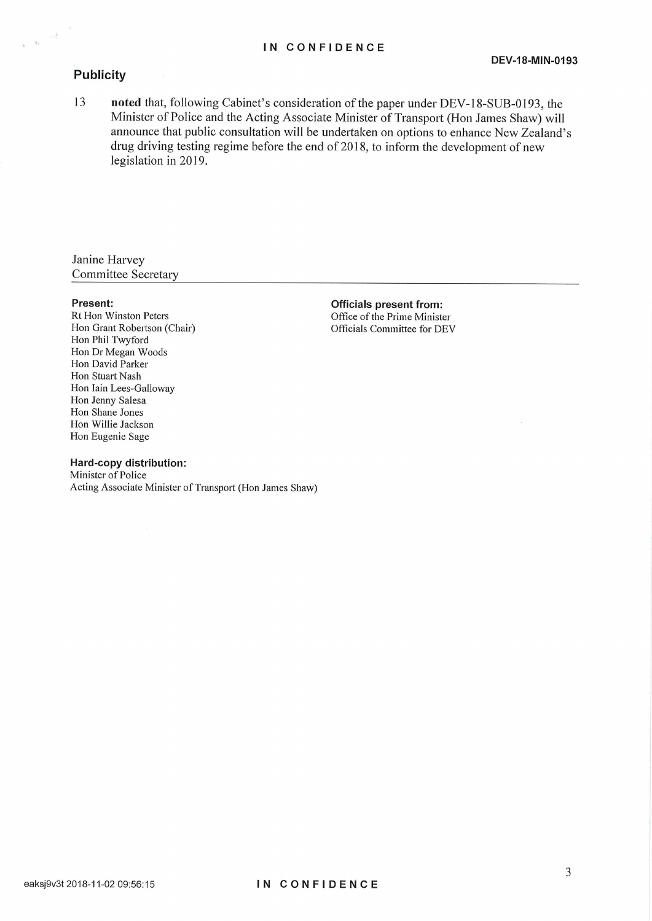## Publicity

13 **noted** that, following Cabinet's consideration of the paper under DEV-18-SUB-0193, the Minister of Police and the Acting Associate Minister of Transport (Hon James Shaw) will announce that public consultation will be undertaken on options to enhance New Zealand's drug driving testing regime before the end of 2018, to inform the development of new legislation in 2019.

Janine Harvey
Committee Secretary

**Present:**
Rt Hon Winston Peters
Hon Grant Robertson (Chair)
Hon Phil Twyford
Hon Dr Megan Woods
Hon David Parker
Hon Stuart Nash
Hon Iain Lees-Galloway
Hon Jenny Salesa
Hon Shane Jones
Hon Willie Jackson
Hon Eugenie Sage

**Officials present from:**
Office of the Prime Minister
Officials Committee for DEV

**Hard-copy distribution:**
Minister of Police
Acting Associate Minister of Transport (Hon James Shaw)